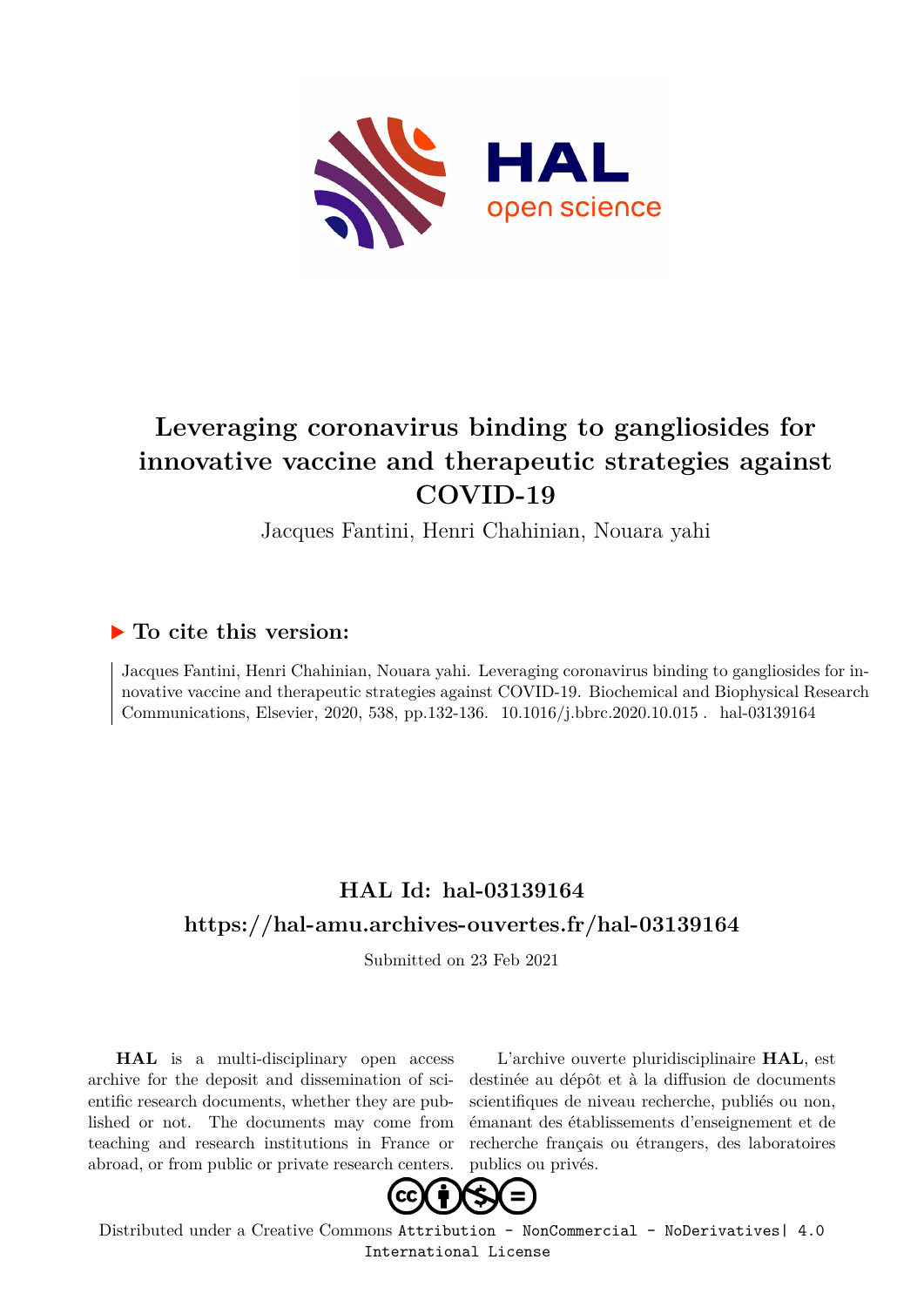# Leveraging coronavirus binding to gangliosides for innovative vaccine and therapeutic strategies against COVID-19

Jacques Fantini, Henri Chahinian, Nouara yahi

## ▶ To cite this version:

Jacques Fantini, Henri Chahinian, Nouara yahi. Leveraging coronavirus binding to gangliosides for innovative vaccine and therapeutic strategies against COVID-19. Biochemical and Biophysical Research Communications, Elsevier, 2020, 538, pp.132-136. 10.1016/j.bbrc.2020.10.015 . hal-03139164

## HAL Id: hal-03139164

## https://hal-amu.archives-ouvertes.fr/hal-03139164

Submitted on 23 Feb 2021

**HAL** is a multi-disciplinary open access archive for the deposit and dissemination of scientific research documents, whether they are published or not. The documents may come from teaching and research institutions in France or abroad, or from public or private research centers.

L'archive ouverte pluridisciplinaire **HAL**, est destinée au dépôt et à la diffusion de documents scientifiques de niveau recherche, publiés ou non, émanant des établissements d'enseignement et de recherche français ou étrangers, des laboratoires publics ou privés.

Distributed under a Creative Commons Attribution - NonCommercial - NoDerivatives| 4.0 International License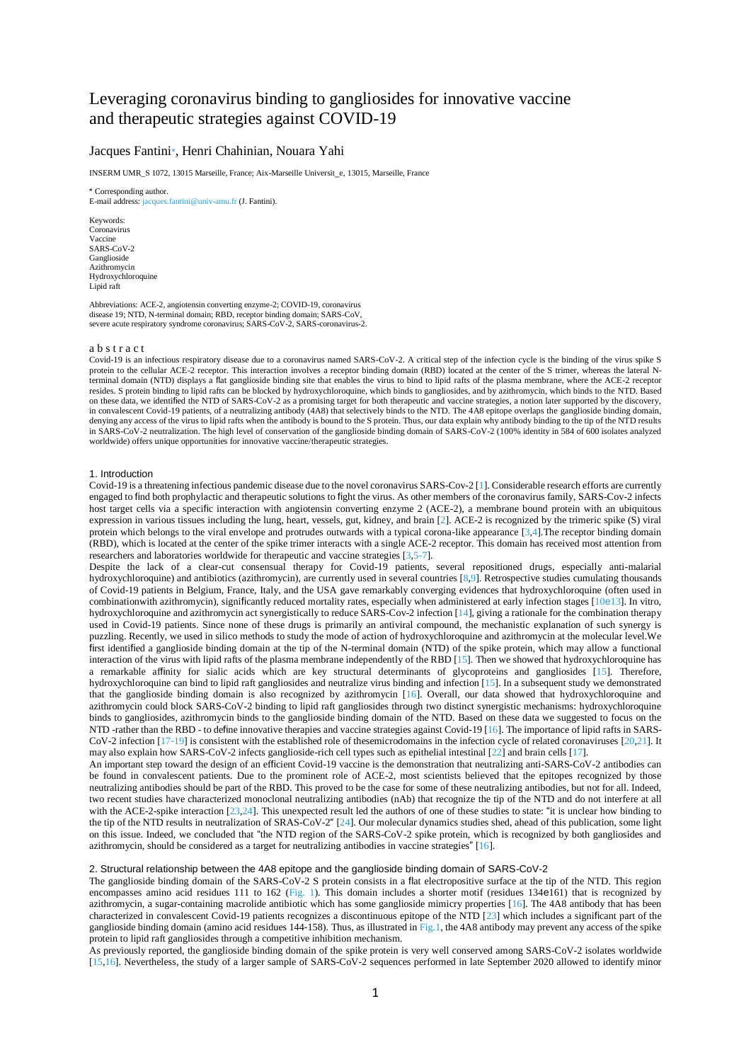# Leveraging coronavirus binding to gangliosides for innovative vaccine and therapeutic strategies against COVID-19

Jacques Fantini*, Henri Chahinian, Nouara Yahi

INSERM UMR_S 1072, 13015 Marseille, France; Aix-Marseille Universit_e, 13015, Marseille, France

\* Corresponding author.
E-mail address: jacques.fantini@univ-amu.fr (J. Fantini).

Keywords:
Coronavirus
Vaccine
SARS-CoV-2
Ganglioside
Azithromycin
Hydroxychloroquine
Lipid raft

Abbreviations: ACE-2, angiotensin converting enzyme-2; COVID-19, coronavirus disease 19; NTD, N-terminal domain; RBD, receptor binding domain; SARS-CoV, severe acute respiratory syndrome coronavirus; SARS-CoV-2, SARS-coronavirus-2.

## a b s t r a c t

Covid-19 is an infectious respiratory disease due to a coronavirus named SARS-CoV-2. A critical step of the infection cycle is the binding of the virus spike S protein to the cellular ACE-2 receptor. This interaction involves a receptor binding domain (RBD) located at the center of the S trimer, whereas the lateral N-terminal domain (NTD) displays a flat ganglioside binding site that enables the virus to bind to lipid rafts of the plasma membrane, where the ACE-2 receptor resides. S protein binding to lipid rafts can be blocked by hydroxychloroquine, which binds to gangliosides, and by azithromycin, which binds to the NTD. Based on these data, we identified the NTD of SARS-CoV-2 as a promising target for both therapeutic and vaccine strategies, a notion later supported by the discovery, in convalescent Covid-19 patients, of a neutralizing antibody (4A8) that selectively binds to the NTD. The 4A8 epitope overlaps the ganglioside binding domain, denying any access of the virus to lipid rafts when the antibody is bound to the S protein. Thus, our data explain why antibody binding to the tip of the NTD results in SARS-CoV-2 neutralization. The high level of conservation of the ganglioside binding domain of SARS-CoV-2 (100% identity in 584 of 600 isolates analyzed worldwide) offers unique opportunities for innovative vaccine/therapeutic strategies.

## 1. Introduction

Covid-19 is a threatening infectious pandemic disease due to the novel coronavirus SARS-Cov-2 [1]. Considerable research efforts are currently engaged to find both prophylactic and therapeutic solutions to fight the virus. As other members of the coronavirus family, SARS-Cov-2 infects host target cells via a specific interaction with angiotensin converting enzyme 2 (ACE-2), a membrane bound protein with an ubiquitous expression in various tissues including the lung, heart, vessels, gut, kidney, and brain [2]. ACE-2 is recognized by the trimeric spike (S) viral protein which belongs to the viral envelope and protrudes outwards with a typical corona-like appearance [3,4].The receptor binding domain (RBD), which is located at the center of the spike trimer interacts with a single ACE-2 receptor. This domain has received most attention from researchers and laboratories worldwide for therapeutic and vaccine strategies [3,5-7].

Despite the lack of a clear-cut consensual therapy for Covid-19 patients, several repositioned drugs, especially anti-malarial hydroxychloroquine) and antibiotics (azithromycin), are currently used in several countries [8,9]. Retrospective studies cumulating thousands of Covid-19 patients in Belgium, France, Italy, and the USA gave remarkably converging evidences that hydroxychloroquine (often used in combinationwith azithromycin), significantly reduced mortality rates, especially when administered at early infection stages [10e13]. In vitro, hydroxychloroquine and azithromycin act synergistically to reduce SARS-Cov-2 infection [14], giving a rationale for the combination therapy used in Covid-19 patients. Since none of these drugs is primarily an antiviral compound, the mechanistic explanation of such synergy is puzzling. Recently, we used in silico methods to study the mode of action of hydroxychloroquine and azithromycin at the molecular level.We first identified a ganglioside binding domain at the tip of the N-terminal domain (NTD) of the spike protein, which may allow a functional interaction of the virus with lipid rafts of the plasma membrane independently of the RBD [15]. Then we showed that hydroxychloroquine has a remarkable affinity for sialic acids which are key structural determinants of glycoproteins and gangliosides [15]. Therefore, hydroxychloroquine can bind to lipid raft gangliosides and neutralize virus binding and infection [15]. In a subsequent study we demonstrated that the ganglioside binding domain is also recognized by azithromycin [16]. Overall, our data showed that hydroxychloroquine and azithromycin could block SARS-CoV-2 binding to lipid raft gangliosides through two distinct synergistic mechanisms: hydroxychloroquine binds to gangliosides, azithromycin binds to the ganglioside binding domain of the NTD. Based on these data we suggested to focus on the NTD -rather than the RBD - to define innovative therapies and vaccine strategies against Covid-19 [16]. The importance of lipid rafts in SARS-CoV-2 infection [17-19] is consistent with the established role of thesemicrodomains in the infection cycle of related coronaviruses [20,21]. It may also explain how SARS-CoV-2 infects ganglioside-rich cell types such as epithelial intestinal [22] and brain cells [17].

An important step toward the design of an efficient Covid-19 vaccine is the demonstration that neutralizing anti-SARS-CoV-2 antibodies can be found in convalescent patients. Due to the prominent role of ACE-2, most scientists believed that the epitopes recognized by those neutralizing antibodies should be part of the RBD. This proved to be the case for some of these neutralizing antibodies, but not for all. Indeed, two recent studies have characterized monoclonal neutralizing antibodies (nAb) that recognize the tip of the NTD and do not interfere at all with the ACE-2-spike interaction [23,24]. This unexpected result led the authors of one of these studies to state: "it is unclear how binding to the tip of the NTD results in neutralization of SRAS-CoV-2" [24]. Our molecular dynamics studies shed, ahead of this publication, some light on this issue. Indeed, we concluded that "the NTD region of the SARS-CoV-2 spike protein, which is recognized by both gangliosides and azithromycin, should be considered as a target for neutralizing antibodies in vaccine strategies" [16].

## 2. Structural relationship between the 4A8 epitope and the ganglioside binding domain of SARS-CoV-2

The ganglioside binding domain of the SARS-CoV-2 S protein consists in a flat electropositive surface at the tip of the NTD. This region encompasses amino acid residues 111 to 162 (Fig. 1). This domain includes a shorter motif (residues 134e161) that is recognized by azithromycin, a sugar-containing macrolide antibiotic which has some ganglioside mimicry properties [16]. The 4A8 antibody that has been characterized in convalescent Covid-19 patients recognizes a discontinuous epitope of the NTD [23] which includes a significant part of the ganglioside binding domain (amino acid residues 144-158). Thus, as illustrated in Fig.1, the 4A8 antibody may prevent any access of the spike protein to lipid raft gangliosides through a competitive inhibition mechanism.

As previously reported, the ganglioside binding domain of the spike protein is very well conserved among SARS-CoV-2 isolates worldwide [15,16]. Nevertheless, the study of a larger sample of SARS-CoV-2 sequences performed in late September 2020 allowed to identify minor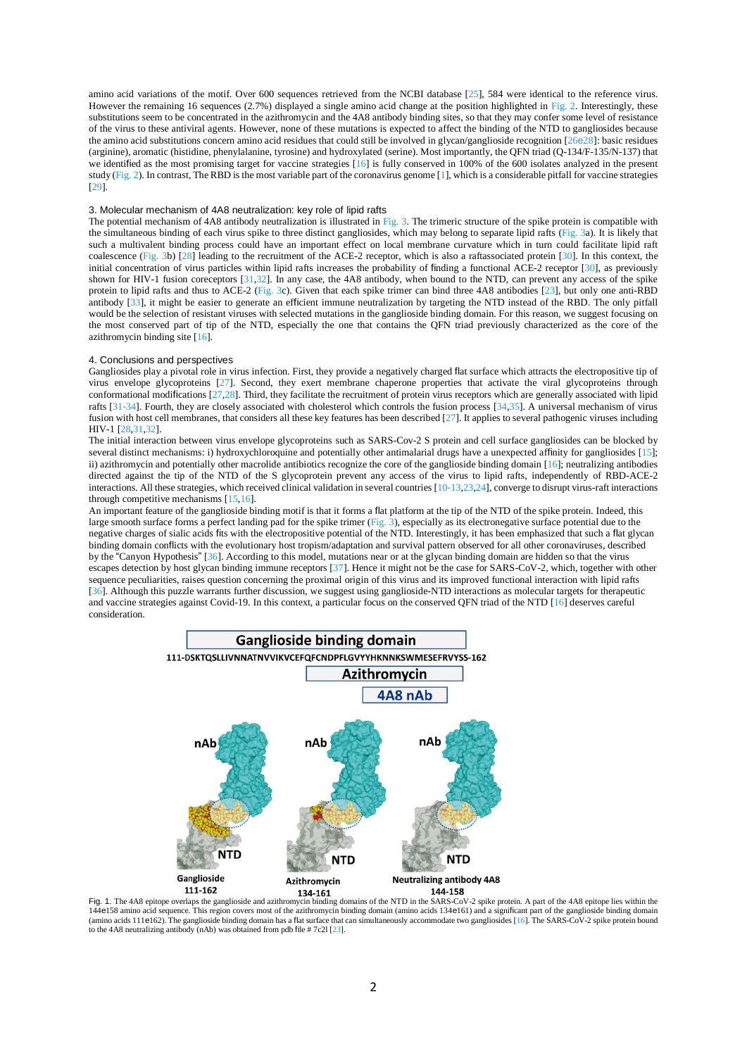amino acid variations of the motif. Over 600 sequences retrieved from the NCBI database [25], 584 were identical to the reference virus. However the remaining 16 sequences (2.7%) displayed a single amino acid change at the position highlighted in Fig. 2. Interestingly, these substitutions seem to be concentrated in the azithromycin and the 4A8 antibody binding sites, so that they may confer some level of resistance of the virus to these antiviral agents. However, none of these mutations is expected to affect the binding of the NTD to gangliosides because the amino acid substitutions concern amino acid residues that could still be involved in glycan/ganglioside recognition [26e28]: basic residues (arginine), aromatic (histidine, phenylalanine, tyrosine) and hydroxylated (serine). Most importantly, the QFN triad (Q-134/F-135/N-137) that we identified as the most promising target for vaccine strategies [16] is fully conserved in 100% of the 600 isolates analyzed in the present study (Fig. 2). In contrast, The RBD is the most variable part of the coronavirus genome [1], which is a considerable pitfall for vaccine strategies [29].

## 3. Molecular mechanism of 4A8 neutralization: key role of lipid rafts

The potential mechanism of 4A8 antibody neutralization is illustrated in Fig. 3. The trimeric structure of the spike protein is compatible with the simultaneous binding of each virus spike to three distinct gangliosides, which may belong to separate lipid rafts (Fig. 3a). It is likely that such a multivalent binding process could have an important effect on local membrane curvature which in turn could facilitate lipid raft coalescence (Fig. 3b) [28] leading to the recruitment of the ACE-2 receptor, which is also a raftassociated protein [30]. In this context, the initial concentration of virus particles within lipid rafts increases the probability of finding a functional ACE-2 receptor [30], as previously shown for HIV-1 fusion coreceptors [31,32]. In any case, the 4A8 antibody, when bound to the NTD, can prevent any access of the spike protein to lipid rafts and thus to ACE-2 (Fig. 3c). Given that each spike trimer can bind three 4A8 antibodies [23], but only one anti-RBD antibody [33], it might be easier to generate an efficient immune neutralization by targeting the NTD instead of the RBD. The only pitfall would be the selection of resistant viruses with selected mutations in the ganglioside binding domain. For this reason, we suggest focusing on the most conserved part of tip of the NTD, especially the one that contains the QFN triad previously characterized as the core of the azithromycin binding site [16].

## 4. Conclusions and perspectives

Gangliosides play a pivotal role in virus infection. First, they provide a negatively charged flat surface which attracts the electropositive tip of virus envelope glycoproteins [27]. Second, they exert membrane chaperone properties that activate the viral glycoproteins through conformational modifications [27,28]. Third, they facilitate the recruitment of protein virus receptors which are generally associated with lipid rafts [31-34]. Fourth, they are closely associated with cholesterol which controls the fusion process [34,35]. A universal mechanism of virus fusion with host cell membranes, that considers all these key features has been described [27]. It applies to several pathogenic viruses including HIV-1 [28,31,32].

The initial interaction between virus envelope glycoproteins such as SARS-Cov-2 S protein and cell surface gangliosides can be blocked by several distinct mechanisms: i) hydroxychloroquine and potentially other antimalarial drugs have a unexpected affinity for gangliosides [15]; ii) azithromycin and potentially other macrolide antibiotics recognize the core of the ganglioside binding domain [16]; neutralizing antibodies directed against the tip of the NTD of the S glycoprotein prevent any access of the virus to lipid rafts, independently of RBD-ACE-2 interactions. All these strategies, which received clinical validation in several countries [10-13,23,24], converge to disrupt virus-raft interactions through competitive mechanisms [15,16].

An important feature of the ganglioside binding motif is that it forms a flat platform at the tip of the NTD of the spike protein. Indeed, this large smooth surface forms a perfect landing pad for the spike trimer (Fig. 3), especially as its electronegative surface potential due to the negative charges of sialic acids fits with the electropositive potential of the NTD. Interestingly, it has been emphasized that such a flat glycan binding domain conflicts with the evolutionary host tropism/adaptation and survival pattern observed for all other coronaviruses, described by the "Canyon Hypothesis" [36]. According to this model, mutations near or at the glycan binding domain are hidden so that the virus escapes detection by host glycan binding immune receptors [37]. Hence it might not be the case for SARS-CoV-2, which, together with other sequence peculiarities, raises question concerning the proximal origin of this virus and its improved functional interaction with lipid rafts [36]. Although this puzzle warrants further discussion, we suggest using ganglioside-NTD interactions as molecular targets for therapeutic and vaccine strategies against Covid-19. In this context, a particular focus on the conserved QFN triad of the NTD [16] deserves careful consideration.

Fig. 1. The 4A8 epitope overlaps the ganglioside and azithromycin binding domains of the NTD in the SARS-CoV-2 spike protein. A part of the 4A8 epitope lies within the 144e158 amino acid sequence. This region covers most of the azithromycin binding domain (amino acids 134e161) and a significant part of the ganglioside binding domain (amino acids 111e162). The ganglioside binding domain has a flat surface that can simultaneously accommodate two gangliosides [16]. The SARS-CoV-2 spike protein bound to the 4A8 neutralizing antibody (nAb) was obtained from pdb file # 7c2l [23].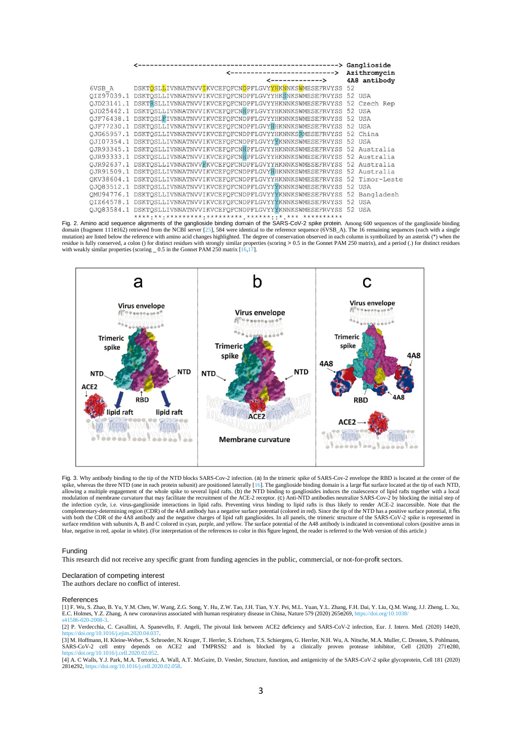```
                                  <--------------------------------------------------> Ganglioside
                                                   <---------------------------> Azithromycin
                                                           <-------------> 4A8 antibody
6VSB_A       DSKTQSLLIVNNATNVVIKVCEFQFCNDPFLGVYYHKNNKSWMESEFRVYSS 52
QIZ97039.1   DSKTQSLLIVNNATNVVIKVCEFQFCNDPFLGVYYHKSNKSWMESEFRVYSS 52 USA
QJD23141.1   DSKTRSLLIVNNATNVVIKVCEFQFCNDPFLGVYYHKNNKSWMESEFRVYSS 52 Czech Rep
QJD25442.1   DSKTQSLLIVNNATNVVIKVCEFQFCNHPFLGVYYHKNNKSWMESEFRVYSS 52 USA
QJF76438.1   DSKTQSLFIVNNATNVVIKVCEFQFCNDPFLGVYYHKNNKSWMESEFRVYSS 52 USA
QJF77230.1   DSKTQSLLIVNNATNVVIKVCEFQFCNDPFLGVYHHKNNKSWMESEFRVYSS 52 USA
QJG65957.1   DSKTQSLLIVNNATNVVIKVCEFQFCNDPFLGVYYHKNNKSRMESEFRVYSS 52 China
QJI07354.1   DSKTQSLLIVNNATNVVIKVCEFQFCNDPFLGVYYYKNNKSWMESEFRVYSS 52 USA
QJR93345.1   DSKTQSLLIVNNATNVVIKVCEFQFCNHPFLGVYYHKNNKSWMESEFRVYSS 52 Australia
QJR93333.1   DSKTQSLLIVNNATNVVIKVCEFQFCNHPFLGVYYHKNNKSWMESEFRVYSS 52 Australia
QJR92637.1   DSKTQSLLIVNNATNVVFKVCEFQFCNDPFLGVYYHKNNKSWMESEFRVYSS 52 Australia
QJR91509.1   DSKTQSLLIVNNATNVVIKVCEFQFCNDPFLGVYYHKNNKSWMESEFRVYSS 52 Australia
QKV38604.1   DSKTQSLLIVNNATNVVIKVCEFQFCNDPFLGVYYHKNNKSWMESEFRVYSS 52 Timor-Leste
QJQ83512.1   DSKTQSLLIVNNATNVVIKVCEFQFCNDPFLGVYYYKNNKSWMESEFRVYSS 52 USA
QMU94776.1   DSKTQSLLIVNNATNVVIKVCEFQFCNDPFLGVYYYKNNKSWMESEFRVYSS 52 Bangladesh
QIZ64578.1   DSKTQSLLIVNNATNVVIKVCEFQFCNDPFLGVYYYKNNKSWMESEFRVYSS 52 USA
QJQ83584.1   DSKTQSLLIVNNATNVVIKVCEFQFCNDPFLGVYYYKNNKSWMESEFRVYSS 52 USA
             ****:**:*********:*********.******:.:*.*** **********
```

Fig. 2. Amino acid sequence alignments of the ganglioside binding domain of the SARS-CoV-2 spike protein. Among 600 sequences of the ganglioside binding domain (fragment 111e162) retrieved from the NCBI server [25], 584 were identical to the reference sequence (6VSB_A). The 16 remaining sequences (each with a single mutation) are listed below the reference with amino acid changes highlighted. The degree of conservation observed in each column is symbolized by an asterisk (*) when the residue is fully conserved, a colon () for distinct residues with strongly similar properties (scoring > 0.5 in the Gonnet PAM 250 matrix), and a period (.) for distinct residues with weakly similar properties (scoring _ 0.5 in the Gonnet PAM 250 matrix [16,17].

Fig. 3. Why antibody binding to the tip of the NTD blocks SARS-Cov-2 infection. (a) In the trimeric spike of SARS-CoV-2 envelope the RBD is located at the center of the spike, whereas the three NTD (one in each protein subunit) are positioned laterally [16]. The ganglioside binding domain is a large flat surface located at the tip of each NTD, allowing a multiple engagement of the whole spike to several lipid rafts. (b) the NTD binding to gangliosides induces the coalescence of lipid rafts together with a local modification of membrane curvature that may facilitate the recruitment of the ACE-2 receptor. (c) Anti-NTD antibodies neutralize SARS-Cov-2 by blocking the initial step of the infection cycle, i.e. virus-ganglioside interactions in lipid rafts. Preventing virus binding to lipid rafts is thus likely to render ACE-2 inaccessible. Note that the complementary-determining region (CDR) of the 4A8 antibody has a negative surface potential (colored in red). Since the tip of the NTD has a positive surface potential, it fits with both the CDR of the 4A8 antibody and the negative charges of lipid raft gangliosides. In all panels, the trimeric structure of the SARS-CoV-2 spike is represented in surface rendition with subunits A, B and C colored in cyan, purple, and yellow. The surface potential of the A48 antibody is indicated in conventional colors (positive areas in blue, negative in red, apolar in white). (For interpretation of the references to color in this figure legend, the reader is referred to the Web version of this article.)

## Funding

This research did not receive any specific grant from funding agencies in the public, commercial, or not-for-profit sectors.

## Declaration of competing interest

The authors declare no conflict of interest.

## References

[1] F. Wu, S. Zhao, B. Yu, Y.M. Chen, W. Wang, Z.G. Song, Y. Hu, Z.W. Tao, J.H. Tian, Y.Y. Pei, M.L. Yuan, Y.L. Zhang, F.H. Dai, Y. Liu, Q.M. Wang, J.J. Zheng, L. Xu, E.C. Holmes, Y.Z. Zhang, A new coronavirus associated with human respiratory disease in China, Nature 579 (2020) 265e269, https://doi.org/10.1038/s41586-020-2008-3.

[2] P. Verdecchia, C. Cavallini, A. Spanevello, F. Angeli, The pivotal link between ACE2 deficiency and SARS-CoV-2 infection, Eur. J. Intern. Med. (2020) 14e20, https://doi.org/10.1016/j.ejim.2020.04.037.

[3] M. Hoffmann, H. Kleine-Weber, S. Schroeder, N. Kruger, T. Herrler, S. Erichsen, T.S. Schiergens, G. Herrler, N.H. Wu, A. Nitsche, M.A. Muller, C. Drosten, S. Pohlmann, SARS-CoV-2 cell entry depends on ACE2 and TMPRSS2 and is blocked by a clinically proven protease inhibitor, Cell (2020) 271e280, https://doi.org/10.1016/j.cell.2020.02.052.

[4] A. C Walls, Y.J. Park, M.A. Tortorici, A. Wall, A.T. McGuire, D. Veesler, Structure, function, and antigenicity of the SARS-CoV-2 spike glycoprotein, Cell 181 (2020) 281e292, https://doi.org/10.1016/j.cell.2020.02.058.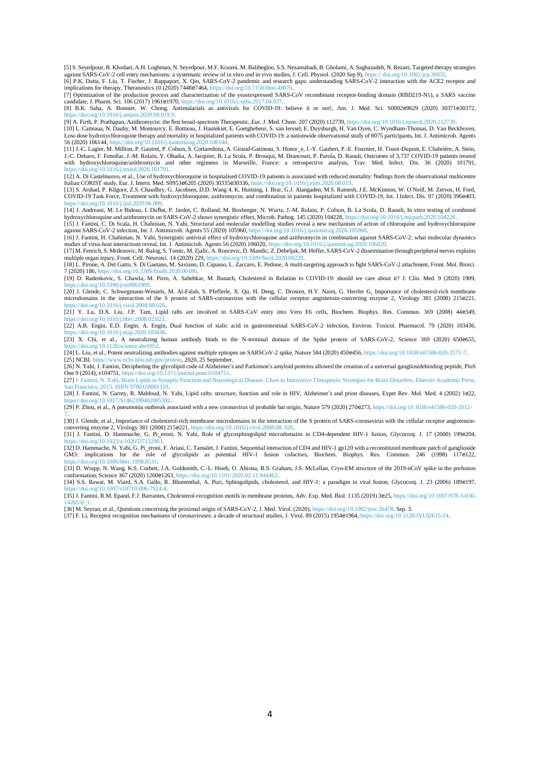[5] S. Seyedpour, B. Khodaei, A.H. Loghman, N. Seyedpour, M.F. Kisomi, M. Balibegloo, S.S. Nezamabadi, B. Gholami, A. Saghazadeh, N. Rezaei, Targeted therapy strategies against SARS-CoV-2 cell entry mechanisms: a systematic review of in vitro and in vivo studies, J. Cell. Physiol. (2020 Sep 9), https:// doi.org/10.1002/jcp.30032.

[6] P.K. Datta, F. Liu, T. Fischer, J. Rappaport, X. Qin, SARS-CoV-2 pandemic and research gaps: understanding SARS-CoV-2 interaction with the ACE2 receptor and implications for therapy, Theranostics 10 (2020) 7448e7464, https://doi.org/10.7150/thno.48076.

[7] Optimization of the production process and characterization of the yeastexpressed SARS-CoV recombinant receptor-binding domain (RBD219-N1), a SARS vaccine candidate, J. Pharm. Sci. 106 (2017) 1961e1970, https://doi.org/10.1016/j.xphs.2017.04.037.

[8] B.K. Saha, A. Bonnier, W. Chong, Antimalarials as antivirals for COVID-19: believe it or not!, Am. J. Med. Sci. S0002e9629 (2020) 30371e30372, https://doi.org/10.1016/j.amjms.2020.08.019.9.

[9] A. Firth, P. Prathapan, Azithromycin: the first broad-spectrum Therapeutic, Eur. J. Med. Chem. 207 (2020) 112739, https://doi.org/10.1016/j.ejmech.2020.112739.

[10] L. Catteau, N. Dauby, M. Montourcy, E. Bottieau, J. Hautekiet, E. Goetghebeur, S. van Ierssel, E. Duysburgh, H. Van Oyen, C. Wyndham-Thomas, D. Van Beckhoven, Low-dose hydroxychloroquine therapy and mortality in hospitalized patients with COVID-19: a nationwide observational study of 8075 participants, Int. J. Antimicrob. Agents 56 (2020) 106144, https://doi.org/10.1016/j.ijantimicag.2020.106144.

[11] J.-C. Lagier, M. Million, P. Gautret, P. Colson, S. Cortaredona, A. Giraud-Gatineau, S. Honor_e, J.-Y. Gaubert, P.-E. Fournier, H. Tissot-Dupont, E. Chabrière, A. Stein, J.-C. Deharo, F. Fenollar, J.-M. Rolain, Y. Obadia, A. Jacquier, B. La Scola, P. Brouqui, M. Drancourt, P. Parola, D. Raoult, Outcomes of 3,737 COVID-19 patients treated with hydroxychloroquine/azithromycin and other regimens in Marseille, France: a retrospective analysis, Trav. Med. Infect. Dis. 36 (2020) 101791, https://doi.org/10.1016/j.tmaid.2020.101791.

[12] A. Di Castelnuovo, et al., Use of hydroxychloroquine in hospitalised COVID-19 patients is associated with reduced mortality: findings from the observational multicentre Italian CORIST study, Eur. J. Intern. Med. S0953e6205 (2020) 30335e30336, https://doi.org/10.1016/j.ejim.2020.08.019.

[13] S. Arshad, P. Kilgore, Z.S. Chaudhry, G. Jacobsen, D.D. Wang 4, K. Huitsing, I. Brar, G.J. Alangaden, M.S. Ramesh, J.E. McKinnon, W. O'Neill, M. Zervos, H. Ford, COVID-19 Task Force, Treatment with hydroxychloroquine, azithromycin, and combination in patients hospitalized with COVID-19, Int. J.Infect. Dis. 97 (2020) 396e403, https://doi.org/10.1016/j.ijid.2020.06.099.

[14] J. Andreani, M. Le Bideau, I. Duflot, P. Jardot, C. Rolland, M. Boxberger, N. Wurtz, J.-M. Rolain, P. Colson, B. La Scola, D. Raoult, In vitro testing of combined hydroxychloroquine and azithromycin on SARS-CoV-2 shows synergistic effect, Microb. Pathog. 145 (2020) 104228, https://doi.org/10.1016/j.micpath.2020.104228.

[15] J. Fantini, C. Di Scala, H. Chahinian, N. Yahi, Structural and molecular modelling studies reveal a new mechanism of action of chloroquine and hydroxychloroquine against SARS-CoV-2 infection, Int. J. Antimicrob. Agents 55 (2020) 105960, https://doi.org/10.1016/j.ijantimicag.2020.105960.

[16] J. Fantini, H. Chahinian, N. Yahi, Synergistic antiviral effect of hydroxychloroquine and azithromycin in combination against SARS-CoV-2: what molecular dynamics studies of virus-host interactions reveal, Int. J. Antimicrob. Agents 56 (2020) 106020, https://doi.org/10.1016/j.ijantimicag.2020.106020.

[17] M. Fenrich, S. Mrdenovic, M. Balog, S. Tomic, M. Zjalic, A. Roncevic, D. Mandic, Z. Debeljak, M. Heffer, SARS-CoV-2 dissemination through peripheral nerves explains multiple organ injury, Front. Cell. Neurosci. 14 (2020) 229, https://doi.org/10.3389/fncel.2020.00229.

[18] L. Pirone, A. Del Gatto, S. Di Gaetano, M. Saviano, D. Capasso, L. Zaccaro, E. Pedone, A multi-targeting approach to fight SARS-CoV-2 attachment, Front. Mol. Biosci. 7 (2020) 186, https://doi.org/10.3389/fmolb.2020.00186.

[19] D. Radenkovic, S. Chawla, M. Pirro, A. Sahebkar, M. Banach, Cholesterol in Relation to COVID-19: should we care about it? J. Clin. Med. 9 (2020) 1909, https://doi.org/10.3390/jcm9061909.

[20] J. Glende, C. Schwegmann-Wessels, M. Al-Falah, S. Pfefferle, X. Qu, H. Deng, C. Drosten, H.Y. Naim, G. Herrler G, Importance of cholesterol-rich membrane microdomains in the interaction of the S protein of SARS-coronavirus with the cellular receptor angiotensin-converting enzyme 2, Virology 381 (2008) 215e221, https://doi.org/10.1016/j.virol.2008.08.026.

[21] Y. Lu, D.X. Liu, J.P. Tam, Lipid rafts are involved in SARS-CoV entry into Vero E6 cells, Biochem. Biophys. Res. Commun. 369 (2008) 44e349, https://doi.org/10.1016/j.bbrc.2008.02.023.

[22] A.B. Engin, E.D. Engin, A. Engin, Dual function of sialic acid in gastrointestinal SARS-CoV-2 infection, Environ. Toxicol. Pharmacol. 79 (2020) 103436, https://doi.org/10.1016/j.etap.2020.103436.

[23] X. Chi, et al., A neutralizing human antibody binds to the N-terminal domain of the Spike protein of SARS-CoV-2, Science 369 (2020) 650e655, https://doi.org/10.1126/science.abc6952.

[24] L. Liu, et al., Potent neutralizing antibodies against multiple epitopes on SARSCoV-2 spike, Nature 584 (2020) 450e456, https://doi.org/10.1038/s41586-020-2571-7.

[25] NCBI. https://www.ncbi.nlm.nih.gov/protein, 2020, 25 September.

[26] N. Yahi, J. Fantini, Deciphering the glycolipid code of Alzheimer's and Parkinson's amyloid proteins allowed the creation of a universal gangliosidebinding peptide, PloS One 9 (2014), e104751, https://doi.org/10.1371/journal.pone.0104751.

[27] J. Fantini, N. Yahi, Brain Lipids in Synaptic Function and Neurological Disease. Clues to Innovative Therapeutic Strategies for Brain Disorders, Elsevier Academic Press, San Francisco, 2015, ISBN 9780128001110.

[28] J. Fantini, N. Garmy, R. Mahfoud, N. Yahi, Lipid rafts: structure, function and role in HIV, Alzheimer's and prion diseases, Expet Rev. Mol. Med. 4 (2002) 1e22, https://doi.org/10.1017/S1462399402005392.

[29] P. Zhou, et al., A pneumonia outbreak associated with a new coronavirus of probable bat origin, Nature 579 (2020) 270e273, https://doi.org/10.1038/s41586-020-2012-7.

[30] J. Glende, et al., Importance of cholesterol-rich membrane microdomains in the interaction of the S protein of SARS-coronavirus with the cellular receptor angiotensin-converting enzyme 2, Virology 381 (2008) 215e221, https://doi.org/10.1016/j.virol.2008.08. 026.

[31] J. Fantini, D. Hammache, G. Pi_eroni, N. Yahi, Role of glycosphingolipid microdomains in CD4-dependent HIV-1 fusion, Glycoconj. J. 17 (2000) 199e204, https://doi.org/10.1023/a:1026537122903.

[32] D. Hammache, N. Yahi, G. Pi_eroni, F. Ariasi, C. Tamalet, J. Fantini, Sequential interaction of CD4 and HIV-1 gp120 with a reconstituted membrane patch of ganglioside GM3: implications for the role of glycolipids as potential HIV-1 fusion cofactors, Biochem. Biophys. Res. Commun. 246 (1998) 117e122, https://doi.org/10.1006/bbrc.1998.8531.

[33] D. Wrapp, N. Wang, K.S. Corbett, J.A. Goldsmith, C.-L. Hsieh, O. Abiona, B.S. Graham, J.S. McLellan, Cryo-EM structure of the 2019-nCoV spike in the prefusion conformation, Science 367 (2020) 1260e1263, https://doi.org/10.1101/2020.02.11.944462.

[34] S.S. Rawat, M. Viard, S.A. Gallo, R. Blumenthal, A. Puri, Sphingolipids, cholesterol, and HIV-1: a paradigm in viral fusion, Glycoconj. J. 23 (2006) 189e197, https://doi.org/10.1007/s10719-006-7924-4.

[35] J. Fantini, R.M. Epand, F.J. Barrantes, Cholesterol-recognition motifs in membrane proteins, Adv. Exp. Med. Biol. 1135 (2019) 3e25, https://doi.org/10.1007/978-3-030-14265-0_1.

[36] M. Seyran, et al., Questions concerning the proximal origin of SARS-CoV-2, J. Med. Virol. (2020), https://doi.org/10.1002/jmv.26478. Sep. 3.

[37] F. Li, Receptor recognition mechanisms of coronaviruses: a decade of structural studies, J. Virol. 89 (2015) 1954e1964, https://doi.org/10.1128/JVI.02615-14.